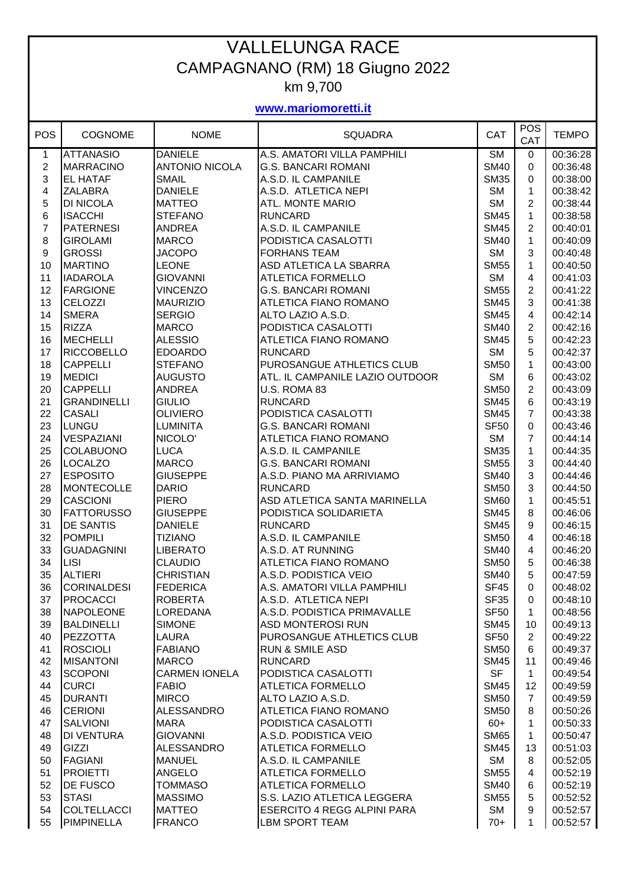# VALLELUNGA RACE

## CAMPAGNANO (RM) 18 Giugno 2022

km 9,700

**www.mariomoretti.it**

| POS | COGNOME | NOME | SQUADRA | CAT | POS CAT | TEMPO |
|---|---|---|---|---|---|---|
| 1 | ATTANASIO | DANIELE | A.S. AMATORI VILLA PAMPHILI | SM | 0 | 00:36:28 |
| 2 | MARRACINO | ANTONIO NICOLA | G.S. BANCARI ROMANI | SM40 | 0 | 00:36:48 |
| 3 | EL HATAF | SMAIL | A.S.D. IL CAMPANILE | SM35 | 0 | 00:38:00 |
| 4 | ZALABRA | DANIELE | A.S.D. ATLETICA NEPI | SM | 1 | 00:38:42 |
| 5 | DI NICOLA | MATTEO | ATL. MONTE MARIO | SM | 2 | 00:38:44 |
| 6 | ISACCHI | STEFANO | RUNCARD | SM45 | 1 | 00:38:58 |
| 7 | PATERNESI | ANDREA | A.S.D. IL CAMPANILE | SM45 | 2 | 00:40:01 |
| 8 | GIROLAMI | MARCO | PODISTICA CASALOTTI | SM40 | 1 | 00:40:09 |
| 9 | GROSSI | JACOPO | FORHANS TEAM | SM | 3 | 00:40:48 |
| 10 | MARTINO | LEONE | ASD ATLETICA LA SBARRA | SM55 | 1 | 00:40:50 |
| 11 | IADAROLA | GIOVANNI | ATLETICA FORMELLO | SM | 4 | 00:41:03 |
| 12 | FARGIONE | VINCENZO | G.S. BANCARI ROMANI | SM55 | 2 | 00:41:22 |
| 13 | CELOZZI | MAURIZIO | ATLETICA FIANO ROMANO | SM45 | 3 | 00:41:38 |
| 14 | SMERA | SERGIO | ALTO LAZIO A.S.D. | SM45 | 4 | 00:42:14 |
| 15 | RIZZA | MARCO | PODISTICA CASALOTTI | SM40 | 2 | 00:42:16 |
| 16 | MECHELLI | ALESSIO | ATLETICA FIANO ROMANO | SM45 | 5 | 00:42:23 |
| 17 | RICCOBELLO | EDOARDO | RUNCARD | SM | 5 | 00:42:37 |
| 18 | CAPPELLI | STEFANO | PUROSANGUE ATHLETICS CLUB | SM50 | 1 | 00:43:00 |
| 19 | MEDICI | AUGUSTO | ATL. IL CAMPANILE LAZIO OUTDOOR | SM | 6 | 00:43:02 |
| 20 | CAPPELLI | ANDREA | U.S. ROMA 83 | SM50 | 2 | 00:43:09 |
| 21 | GRANDINELLI | GIULIO | RUNCARD | SM45 | 6 | 00:43:19 |
| 22 | CASALI | OLIVIERO | PODISTICA CASALOTTI | SM45 | 7 | 00:43:38 |
| 23 | LUNGU | LUMINITA | G.S. BANCARI ROMANI | SF50 | 0 | 00:43:46 |
| 24 | VESPAZIANI | NICOLO' | ATLETICA FIANO ROMANO | SM | 7 | 00:44:14 |
| 25 | COLABUONO | LUCA | A.S.D. IL CAMPANILE | SM35 | 1 | 00:44:35 |
| 26 | LOCALZO | MARCO | G.S. BANCARI ROMANI | SM55 | 3 | 00:44:40 |
| 27 | ESPOSITO | GIUSEPPE | A.S.D. PIANO MA ARRIVIAMO | SM40 | 3 | 00:44:46 |
| 28 | MONTECOLLE | DARIO | RUNCARD | SM50 | 3 | 00:44:50 |
| 29 | CASCIONI | PIERO | ASD ATLETICA SANTA MARINELLA | SM60 | 1 | 00:45:51 |
| 30 | FATTORUSSO | GIUSEPPE | PODISTICA SOLIDARIETA | SM45 | 8 | 00:46:06 |
| 31 | DE SANTIS | DANIELE | RUNCARD | SM45 | 9 | 00:46:15 |
| 32 | POMPILI | TIZIANO | A.S.D. IL CAMPANILE | SM50 | 4 | 00:46:18 |
| 33 | GUADAGNINI | LIBERATO | A.S.D. AT RUNNING | SM40 | 4 | 00:46:20 |
| 34 | LISI | CLAUDIO | ATLETICA FIANO ROMANO | SM50 | 5 | 00:46:38 |
| 35 | ALTIERI | CHRISTIAN | A.S.D. PODISTICA VEIO | SM40 | 5 | 00:47:59 |
| 36 | CORINALDESI | FEDERICA | A.S. AMATORI VILLA PAMPHILI | SF45 | 0 | 00:48:02 |
| 37 | PROCACCI | ROBERTA | A.S.D. ATLETICA NEPI | SF35 | 0 | 00:48:10 |
| 38 | NAPOLEONE | LOREDANA | A.S.D. PODISTICA PRIMAVALLE | SF50 | 1 | 00:48:56 |
| 39 | BALDINELLI | SIMONE | ASD MONTEROSI RUN | SM45 | 10 | 00:49:13 |
| 40 | PEZZOTTA | LAURA | PUROSANGUE ATHLETICS CLUB | SF50 | 2 | 00:49:22 |
| 41 | ROSCIOLI | FABIANO | RUN & SMILE ASD | SM50 | 6 | 00:49:37 |
| 42 | MISANTONI | MARCO | RUNCARD | SM45 | 11 | 00:49:46 |
| 43 | SCOPONI | CARMEN IONELA | PODISTICA CASALOTTI | SF | 1 | 00:49:54 |
| 44 | CURCI | FABIO | ATLETICA FORMELLO | SM45 | 12 | 00:49:59 |
| 45 | DURANTI | MIRCO | ALTO LAZIO A.S.D. | SM50 | 7 | 00:49:59 |
| 46 | CERIONI | ALESSANDRO | ATLETICA FIANO ROMANO | SM50 | 8 | 00:50:26 |
| 47 | SALVIONI | MARA | PODISTICA CASALOTTI | 60+ | 1 | 00:50:33 |
| 48 | DI VENTURA | GIOVANNI | A.S.D. PODISTICA VEIO | SM65 | 1 | 00:50:47 |
| 49 | GIZZI | ALESSANDRO | ATLETICA FORMELLO | SM45 | 13 | 00:51:03 |
| 50 | FAGIANI | MANUEL | A.S.D. IL CAMPANILE | SM | 8 | 00:52:05 |
| 51 | PROIETTI | ANGELO | ATLETICA FORMELLO | SM55 | 4 | 00:52:19 |
| 52 | DE FUSCO | TOMMASO | ATLETICA FORMELLO | SM40 | 6 | 00:52:19 |
| 53 | STASI | MASSIMO | S.S. LAZIO ATLETICA LEGGERA | SM55 | 5 | 00:52:52 |
| 54 | COLTELLACCI | MATTEO | ESERCITO 4 REGG ALPINI PARA | SM | 9 | 00:52:57 |
| 55 | PIMPINELLA | FRANCO | LBM SPORT TEAM | 70+ | 1 | 00:52:57 |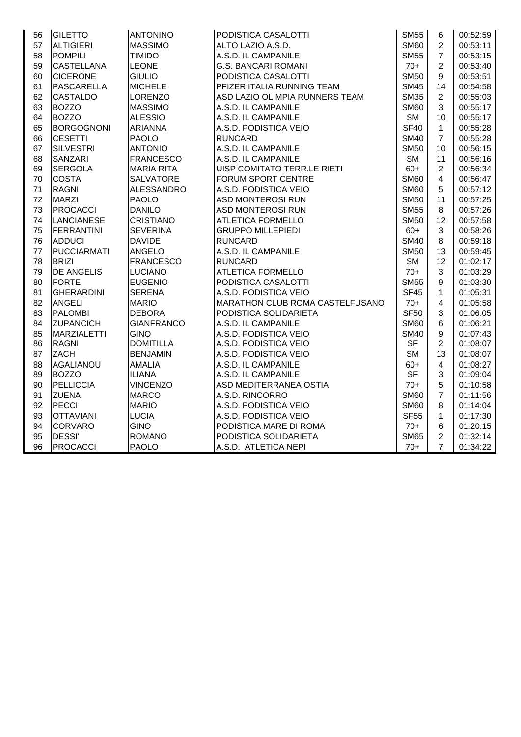| | | | | | | |
|---|---|---|---|---|---|---|
| 56 | GILETTO | ANTONINO | PODISTICA CASALOTTI | SM55 | 6 | 00:52:59 |
| 57 | ALTIGIERI | MASSIMO | ALTO LAZIO A.S.D. | SM60 | 2 | 00:53:11 |
| 58 | POMPILI | TIMIDO | A.S.D. IL CAMPANILE | SM55 | 7 | 00:53:15 |
| 59 | CASTELLANA | LEONE | G.S. BANCARI ROMANI | 70+ | 2 | 00:53:40 |
| 60 | CICERONE | GIULIO | PODISTICA CASALOTTI | SM50 | 9 | 00:53:51 |
| 61 | PASCARELLA | MICHELE | PFIZER ITALIA RUNNING TEAM | SM45 | 14 | 00:54:58 |
| 62 | CASTALDO | LORENZO | ASD LAZIO OLIMPIA RUNNERS TEAM | SM35 | 2 | 00:55:03 |
| 63 | BOZZO | MASSIMO | A.S.D. IL CAMPANILE | SM60 | 3 | 00:55:17 |
| 64 | BOZZO | ALESSIO | A.S.D. IL CAMPANILE | SM | 10 | 00:55:17 |
| 65 | BORGOGNONI | ARIANNA | A.S.D. PODISTICA VEIO | SF40 | 1 | 00:55:28 |
| 66 | CESETTI | PAOLO | RUNCARD | SM40 | 7 | 00:55:28 |
| 67 | SILVESTRI | ANTONIO | A.S.D. IL CAMPANILE | SM50 | 10 | 00:56:15 |
| 68 | SANZARI | FRANCESCO | A.S.D. IL CAMPANILE | SM | 11 | 00:56:16 |
| 69 | SERGOLA | MARIA RITA | UISP COMITATO TERR.LE RIETI | 60+ | 2 | 00:56:34 |
| 70 | COSTA | SALVATORE | FORUM SPORT CENTRE | SM60 | 4 | 00:56:47 |
| 71 | RAGNI | ALESSANDRO | A.S.D. PODISTICA VEIO | SM60 | 5 | 00:57:12 |
| 72 | MARZI | PAOLO | ASD MONTEROSI RUN | SM50 | 11 | 00:57:25 |
| 73 | PROCACCI | DANILO | ASD MONTEROSI RUN | SM55 | 8 | 00:57:26 |
| 74 | LANCIANESE | CRISTIANO | ATLETICA FORMELLO | SM50 | 12 | 00:57:58 |
| 75 | FERRANTINI | SEVERINA | GRUPPO MILLEPIEDI | 60+ | 3 | 00:58:26 |
| 76 | ADDUCI | DAVIDE | RUNCARD | SM40 | 8 | 00:59:18 |
| 77 | PUCCIARMATI | ANGELO | A.S.D. IL CAMPANILE | SM50 | 13 | 00:59:45 |
| 78 | BRIZI | FRANCESCO | RUNCARD | SM | 12 | 01:02:17 |
| 79 | DE ANGELIS | LUCIANO | ATLETICA FORMELLO | 70+ | 3 | 01:03:29 |
| 80 | FORTE | EUGENIO | PODISTICA CASALOTTI | SM55 | 9 | 01:03:30 |
| 81 | GHERARDINI | SERENA | A.S.D. PODISTICA VEIO | SF45 | 1 | 01:05:31 |
| 82 | ANGELI | MARIO | MARATHON CLUB ROMA CASTELFUSANO | 70+ | 4 | 01:05:58 |
| 83 | PALOMBI | DEBORA | PODISTICA SOLIDARIETA | SF50 | 3 | 01:06:05 |
| 84 | ZUPANCICH | GIANFRANCO | A.S.D. IL CAMPANILE | SM60 | 6 | 01:06:21 |
| 85 | MARZIALETTI | GINO | A.S.D. PODISTICA VEIO | SM40 | 9 | 01:07:43 |
| 86 | RAGNI | DOMITILLA | A.S.D. PODISTICA VEIO | SF | 2 | 01:08:07 |
| 87 | ZACH | BENJAMIN | A.S.D. PODISTICA VEIO | SM | 13 | 01:08:07 |
| 88 | AGALIANOU | AMALIA | A.S.D. IL CAMPANILE | 60+ | 4 | 01:08:27 |
| 89 | BOZZO | ILIANA | A.S.D. IL CAMPANILE | SF | 3 | 01:09:04 |
| 90 | PELLICCIA | VINCENZO | ASD MEDITERRANEA OSTIA | 70+ | 5 | 01:10:58 |
| 91 | ZUENA | MARCO | A.S.D. RINCORRO | SM60 | 7 | 01:11:56 |
| 92 | PECCI | MARIO | A.S.D. PODISTICA VEIO | SM60 | 8 | 01:14:04 |
| 93 | OTTAVIANI | LUCIA | A.S.D. PODISTICA VEIO | SF55 | 1 | 01:17:30 |
| 94 | CORVARO | GINO | PODISTICA MARE DI ROMA | 70+ | 6 | 01:20:15 |
| 95 | DESSI' | ROMANO | PODISTICA SOLIDARIETA | SM65 | 2 | 01:32:14 |
| 96 | PROCACCI | PAOLO | A.S.D.  ATLETICA NEPI | 70+ | 7 | 01:34:22 |